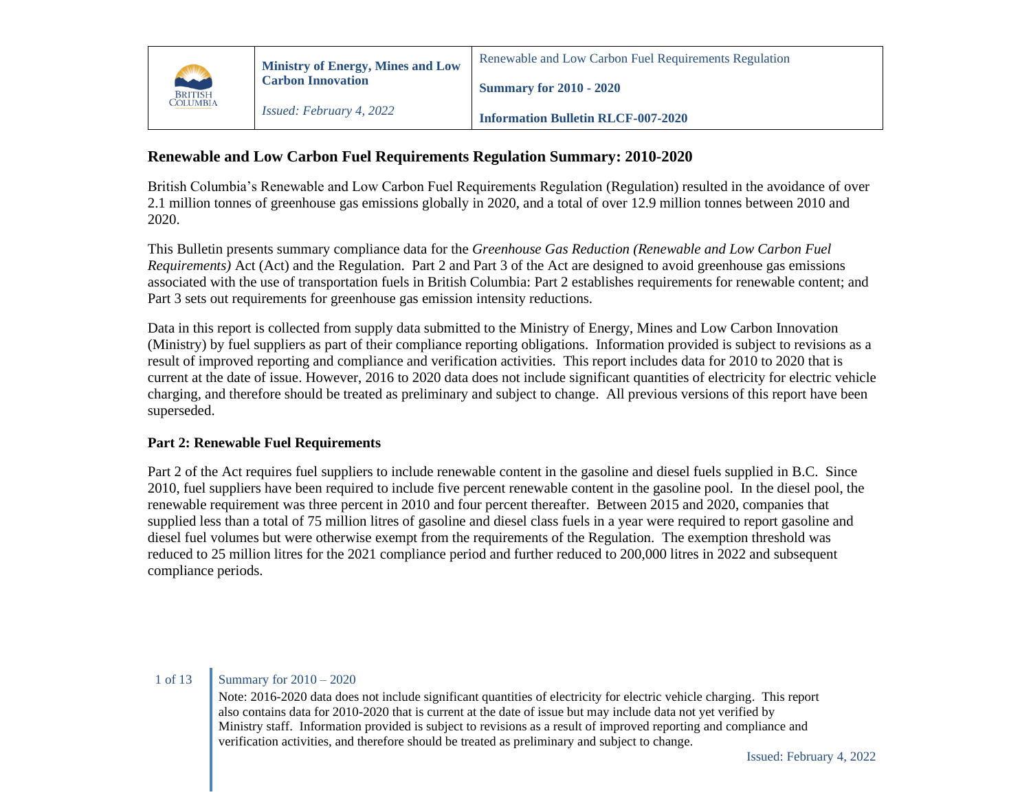| | Ministry of Energy, Mines and Low Carbon Innovation | Renewable and Low Carbon Fuel Requirements Regulation |
|---|---|---|
| BRITISH COLUMBIA | *Issued: February 4, 2022* | **Summary for 2010 - 2020** |
| | | **Information Bulletin RLCF-007-2020** |

## Renewable and Low Carbon Fuel Requirements Regulation Summary: 2010-2020

British Columbia's Renewable and Low Carbon Fuel Requirements Regulation (Regulation) resulted in the avoidance of over 2.1 million tonnes of greenhouse gas emissions globally in 2020, and a total of over 12.9 million tonnes between 2010 and 2020.

This Bulletin presents summary compliance data for the *Greenhouse Gas Reduction (Renewable and Low Carbon Fuel Requirements)* Act (Act) and the Regulation. Part 2 and Part 3 of the Act are designed to avoid greenhouse gas emissions associated with the use of transportation fuels in British Columbia: Part 2 establishes requirements for renewable content; and Part 3 sets out requirements for greenhouse gas emission intensity reductions.

Data in this report is collected from supply data submitted to the Ministry of Energy, Mines and Low Carbon Innovation (Ministry) by fuel suppliers as part of their compliance reporting obligations. Information provided is subject to revisions as a result of improved reporting and compliance and verification activities. This report includes data for 2010 to 2020 that is current at the date of issue. However, 2016 to 2020 data does not include significant quantities of electricity for electric vehicle charging, and therefore should be treated as preliminary and subject to change. All previous versions of this report have been superseded.

### Part 2: Renewable Fuel Requirements

Part 2 of the Act requires fuel suppliers to include renewable content in the gasoline and diesel fuels supplied in B.C. Since 2010, fuel suppliers have been required to include five percent renewable content in the gasoline pool. In the diesel pool, the renewable requirement was three percent in 2010 and four percent thereafter. Between 2015 and 2020, companies that supplied less than a total of 75 million litres of gasoline and diesel class fuels in a year were required to report gasoline and diesel fuel volumes but were otherwise exempt from the requirements of the Regulation. The exemption threshold was reduced to 25 million litres for the 2021 compliance period and further reduced to 200,000 litres in 2022 and subsequent compliance periods.

Note: 2016-2020 data does not include significant quantities of electricity for electric vehicle charging. This report also contains data for 2010-2020 that is current at the date of issue but may include data not yet verified by Ministry staff. Information provided is subject to revisions as a result of improved reporting and compliance and verification activities, and therefore should be treated as preliminary and subject to change.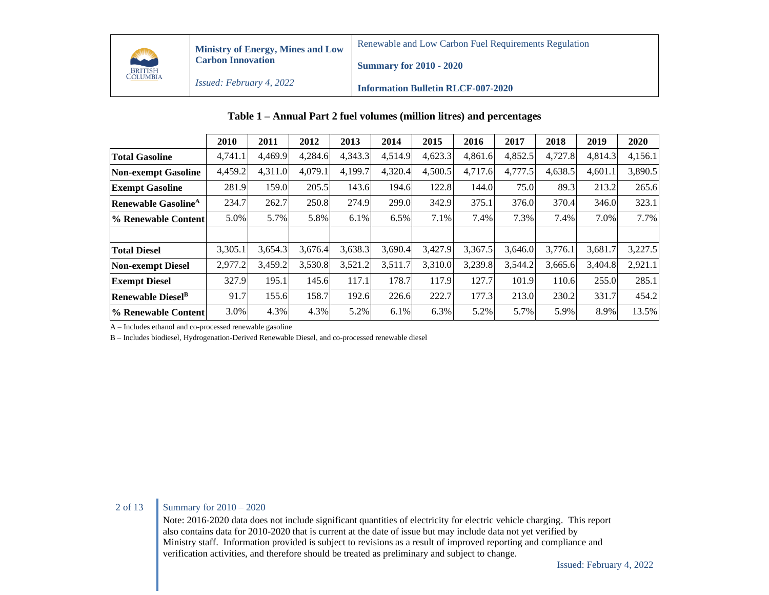**Table 1 – Annual Part 2 fuel volumes (million litres) and percentages**

| | 2010 | 2011 | 2012 | 2013 | 2014 | 2015 | 2016 | 2017 | 2018 | 2019 | 2020 |
|---|---|---|---|---|---|---|---|---|---|---|---|
| **Total Gasoline** | 4,741.1 | 4,469.9 | 4,284.6 | 4,343.3 | 4,514.9 | 4,623.3 | 4,861.6 | 4,852.5 | 4,727.8 | 4,814.3 | 4,156.1 |
| **Non-exempt Gasoline** | 4,459.2 | 4,311.0 | 4,079.1 | 4,199.7 | 4,320.4 | 4,500.5 | 4,717.6 | 4,777.5 | 4,638.5 | 4,601.1 | 3,890.5 |
| **Exempt Gasoline** | 281.9 | 159.0 | 205.5 | 143.6 | 194.6 | 122.8 | 144.0 | 75.0 | 89.3 | 213.2 | 265.6 |
| **Renewable Gasoline[A]** | 234.7 | 262.7 | 250.8 | 274.9 | 299.0 | 342.9 | 375.1 | 376.0 | 370.4 | 346.0 | 323.1 |
| **% Renewable Content** | 5.0% | 5.7% | 5.8% | 6.1% | 6.5% | 7.1% | 7.4% | 7.3% | 7.4% | 7.0% | 7.7% |
| | | | | | | | | | | | |
| **Total Diesel** | 3,305.1 | 3,654.3 | 3,676.4 | 3,638.3 | 3,690.4 | 3,427.9 | 3,367.5 | 3,646.0 | 3,776.1 | 3,681.7 | 3,227.5 |
| **Non-exempt Diesel** | 2,977.2 | 3,459.2 | 3,530.8 | 3,521.2 | 3,511.7 | 3,310.0 | 3,239.8 | 3,544.2 | 3,665.6 | 3,404.8 | 2,921.1 |
| **Exempt Diesel** | 327.9 | 195.1 | 145.6 | 117.1 | 178.7 | 117.9 | 127.7 | 101.9 | 110.6 | 255.0 | 285.1 |
| **Renewable Diesel[B]** | 91.7 | 155.6 | 158.7 | 192.6 | 226.6 | 222.7 | 177.3 | 213.0 | 230.2 | 331.7 | 454.2 |
| **% Renewable Content** | 3.0% | 4.3% | 4.3% | 5.2% | 6.1% | 6.3% | 5.2% | 5.7% | 5.9% | 8.9% | 13.5% |

A – Includes ethanol and co-processed renewable gasoline

B – Includes biodiesel, Hydrogenation-Derived Renewable Diesel, and co-processed renewable diesel

Note: 2016-2020 data does not include significant quantities of electricity for electric vehicle charging. This report also contains data for 2010-2020 that is current at the date of issue but may include data not yet verified by Ministry staff. Information provided is subject to revisions as a result of improved reporting and compliance and verification activities, and therefore should be treated as preliminary and subject to change.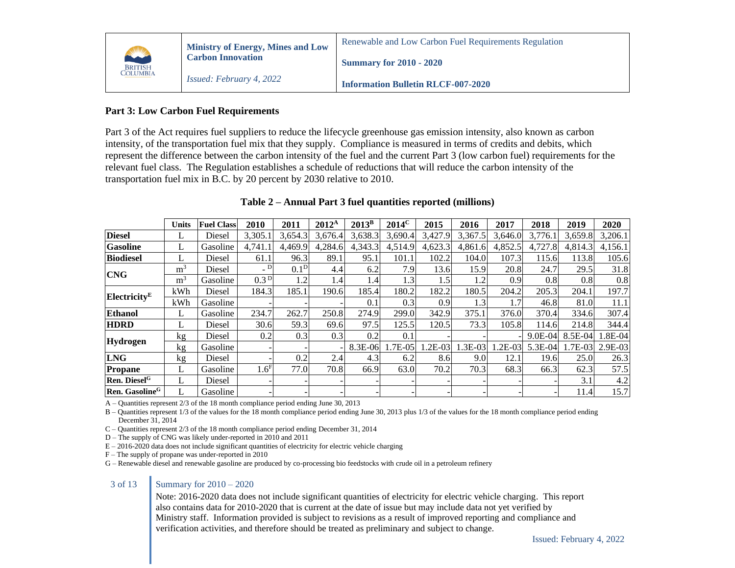## Part 3: Low Carbon Fuel Requirements

Part 3 of the Act requires fuel suppliers to reduce the lifecycle greenhouse gas emission intensity, also known as carbon intensity, of the transportation fuel mix that they supply. Compliance is measured in terms of credits and debits, which represent the difference between the carbon intensity of the fuel and the current Part 3 (low carbon fuel) requirements for the relevant fuel class. The Regulation establishes a schedule of reductions that will reduce the carbon intensity of the transportation fuel mix in B.C. by 20 percent by 2030 relative to 2010.

**Table 2 – Annual Part 3 fuel quantities reported (millions)**

| | Units | Fuel Class | 2010 | 2011 | 2012[A] | 2013[B] | 2014[C] | 2015 | 2016 | 2017 | 2018 | 2019 | 2020 |
|---|---|---|---|---|---|---|---|---|---|---|---|---|---|
| **Diesel** | L | Diesel | 3,305.1 | 3,654.3 | 3,676.4 | 3,638.3 | 3,690.4 | 3,427.9 | 3,367.5 | 3,646.0 | 3,776.1 | 3,659.8 | 3,206.1 |
| **Gasoline** | L | Gasoline | 4,741.1 | 4,469.9 | 4,284.6 | 4,343.3 | 4,514.9 | 4,623.3 | 4,861.6 | 4,852.5 | 4,727.8 | 4,814.3 | 4,156.1 |
| **Biodiesel** | L | Diesel | 61.1 | 96.3 | 89.1 | 95.1 | 101.1 | 102.2 | 104.0 | 107.3 | 115.6 | 113.8 | 105.6 |
| **CNG** | $m^3$ | Diesel | -[D] | 0.1[D] | 4.4 | 6.2 | 7.9 | 13.6 | 15.9 | 20.8 | 24.7 | 29.5 | 31.8 |
| | $m^3$ | Gasoline | 0.3[D] | 1.2 | 1.4 | 1.4 | 1.3 | 1.5 | 1.2 | 0.9 | 0.8 | 0.8 | 0.8 |
| **Electricity[E]** | kWh | Diesel | 184.3 | 185.1 | 190.6 | 185.4 | 180.2 | 182.2 | 180.5 | 204.2 | 205.3 | 204.1 | 197.7 |
| | kWh | Gasoline | - | - | - | 0.1 | 0.3 | 0.9 | 1.3 | 1.7 | 46.8 | 81.0 | 11.1 |
| **Ethanol** | L | Gasoline | 234.7 | 262.7 | 250.8 | 274.9 | 299.0 | 342.9 | 375.1 | 376.0 | 370.4 | 334.6 | 307.4 |
| **HDRD** | L | Diesel | 30.6 | 59.3 | 69.6 | 97.5 | 125.5 | 120.5 | 73.3 | 105.8 | 114.6 | 214.8 | 344.4 |
| **Hydrogen** | kg | Diesel | 0.2 | 0.3 | 0.3 | 0.2 | 0.1 | - | - | - | 9.0E-04 | 8.5E-04 | 1.8E-04 |
| | kg | Gasoline | - | - | - | 8.3E-06 | 1.7E-05 | 1.2E-03 | 1.3E-03 | 1.2E-03 | 5.3E-04 | 1.7E-03 | 2.9E-03 |
| **LNG** | kg | Diesel | - | 0.2 | 2.4 | 4.3 | 6.2 | 8.6 | 9.0 | 12.1 | 19.6 | 25.0 | 26.3 |
| **Propane** | L | Gasoline | 1.6[F] | 77.0 | 70.8 | 66.9 | 63.0 | 70.2 | 70.3 | 68.3 | 66.3 | 62.3 | 57.5 |
| **Ren. Diesel[G]** | L | Diesel | - | - | - | - | - | - | - | - | - | 3.1 | 4.2 |
| **Ren. Gasoline[G]** | L | Gasoline | - | - | - | - | - | - | - | - | - | 11.4 | 15.7 |

A – Quantities represent 2/3 of the 18 month compliance period ending June 30, 2013

B – Quantities represent 1/3 of the values for the 18 month compliance period ending June 30, 2013 plus 1/3 of the values for the 18 month compliance period ending December 31, 2014

C – Quantities represent 2/3 of the 18 month compliance period ending December 31, 2014

D – The supply of CNG was likely under-reported in 2010 and 2011

E – 2016-2020 data does not include significant quantities of electricity for electric vehicle charging

F – The supply of propane was under-reported in 2010

G – Renewable diesel and renewable gasoline are produced by co-processing bio feedstocks with crude oil in a petroleum refinery

Note: 2016-2020 data does not include significant quantities of electricity for electric vehicle charging. This report also contains data for 2010-2020 that is current at the date of issue but may include data not yet verified by Ministry staff. Information provided is subject to revisions as a result of improved reporting and compliance and verification activities, and therefore should be treated as preliminary and subject to change.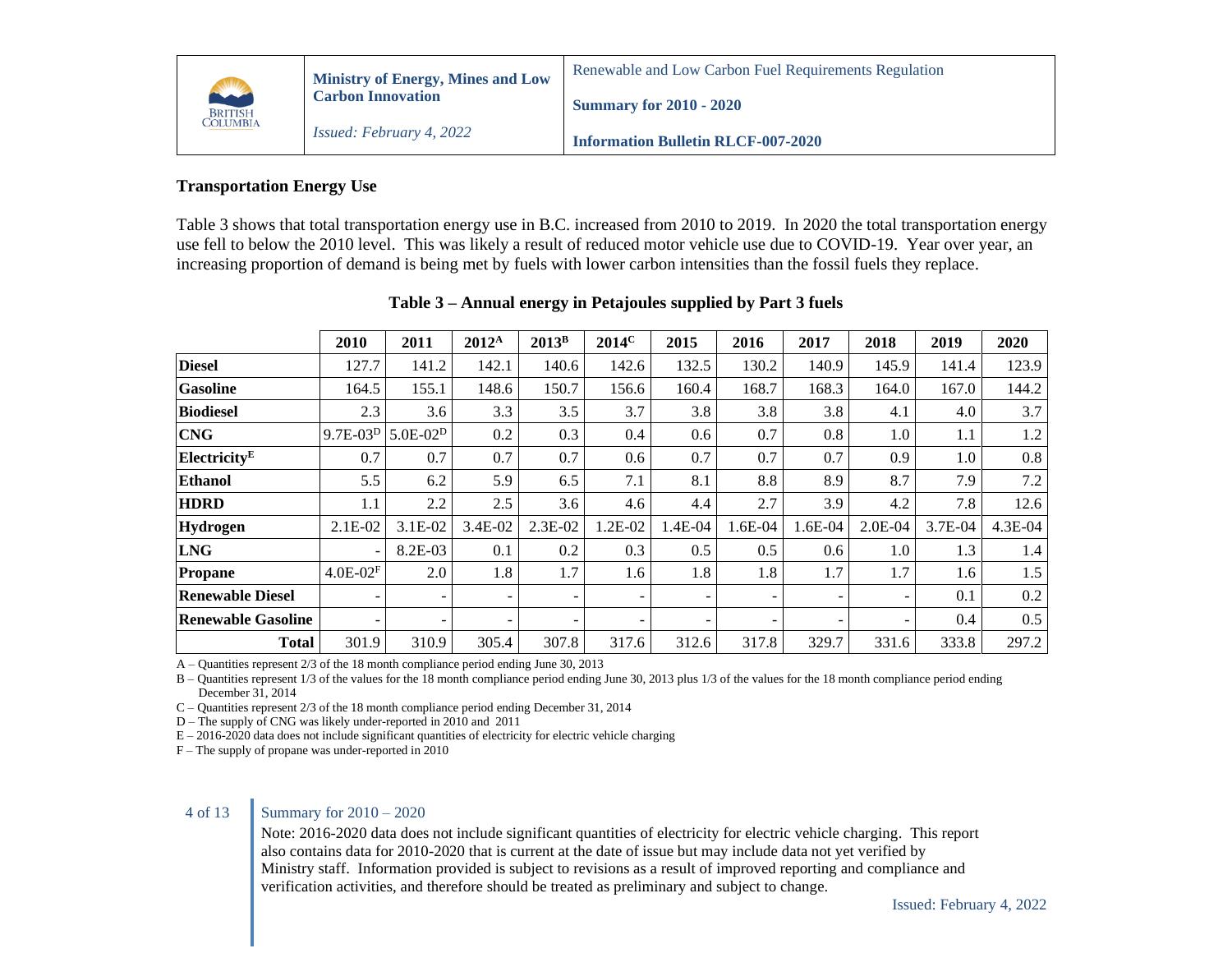## Transportation Energy Use

Table 3 shows that total transportation energy use in B.C. increased from 2010 to 2019. In 2020 the total transportation energy use fell to below the 2010 level. This was likely a result of reduced motor vehicle use due to COVID-19. Year over year, an increasing proportion of demand is being met by fuels with lower carbon intensities than the fossil fuels they replace.

**Table 3 – Annual energy in Petajoules supplied by Part 3 fuels**

| | 2010 | 2011 | 2012[A] | 2013[B] | 2014[C] | 2015 | 2016 | 2017 | 2018 | 2019 | 2020 |
|---|---|---|---|---|---|---|---|---|---|---|---|
| **Diesel** | 127.7 | 141.2 | 142.1 | 140.6 | 142.6 | 132.5 | 130.2 | 140.9 | 145.9 | 141.4 | 123.9 |
| **Gasoline** | 164.5 | 155.1 | 148.6 | 150.7 | 156.6 | 160.4 | 168.7 | 168.3 | 164.0 | 167.0 | 144.2 |
| **Biodiesel** | 2.3 | 3.6 | 3.3 | 3.5 | 3.7 | 3.8 | 3.8 | 3.8 | 4.1 | 4.0 | 3.7 |
| **CNG** | 9.7E-03[D] | 5.0E-02[D] | 0.2 | 0.3 | 0.4 | 0.6 | 0.7 | 0.8 | 1.0 | 1.1 | 1.2 |
| **Electricity[E]** | 0.7 | 0.7 | 0.7 | 0.7 | 0.6 | 0.7 | 0.7 | 0.7 | 0.9 | 1.0 | 0.8 |
| **Ethanol** | 5.5 | 6.2 | 5.9 | 6.5 | 7.1 | 8.1 | 8.8 | 8.9 | 8.7 | 7.9 | 7.2 |
| **HDRD** | 1.1 | 2.2 | 2.5 | 3.6 | 4.6 | 4.4 | 2.7 | 3.9 | 4.2 | 7.8 | 12.6 |
| **Hydrogen** | 2.1E-02 | 3.1E-02 | 3.4E-02 | 2.3E-02 | 1.2E-02 | 1.4E-04 | 1.6E-04 | 1.6E-04 | 2.0E-04 | 3.7E-04 | 4.3E-04 |
| **LNG** | - | 8.2E-03 | 0.1 | 0.2 | 0.3 | 0.5 | 0.5 | 0.6 | 1.0 | 1.3 | 1.4 |
| **Propane** | 4.0E-02[F] | 2.0 | 1.8 | 1.7 | 1.6 | 1.8 | 1.8 | 1.7 | 1.7 | 1.6 | 1.5 |
| **Renewable Diesel** | - | - | - | - | - | - | - | - | - | 0.1 | 0.2 |
| **Renewable Gasoline** | - | - | - | - | - | - | - | - | - | 0.4 | 0.5 |
| **Total** | 301.9 | 310.9 | 305.4 | 307.8 | 317.6 | 312.6 | 317.8 | 329.7 | 331.6 | 333.8 | 297.2 |

A – Quantities represent 2/3 of the 18 month compliance period ending June 30, 2013

B – Quantities represent 1/3 of the values for the 18 month compliance period ending June 30, 2013 plus 1/3 of the values for the 18 month compliance period ending December 31, 2014

C – Quantities represent 2/3 of the 18 month compliance period ending December 31, 2014

D – The supply of CNG was likely under-reported in 2010 and 2011

E – 2016-2020 data does not include significant quantities of electricity for electric vehicle charging

F – The supply of propane was under-reported in 2010

Note: 2016-2020 data does not include significant quantities of electricity for electric vehicle charging. This report also contains data for 2010-2020 that is current at the date of issue but may include data not yet verified by Ministry staff. Information provided is subject to revisions as a result of improved reporting and compliance and verification activities, and therefore should be treated as preliminary and subject to change.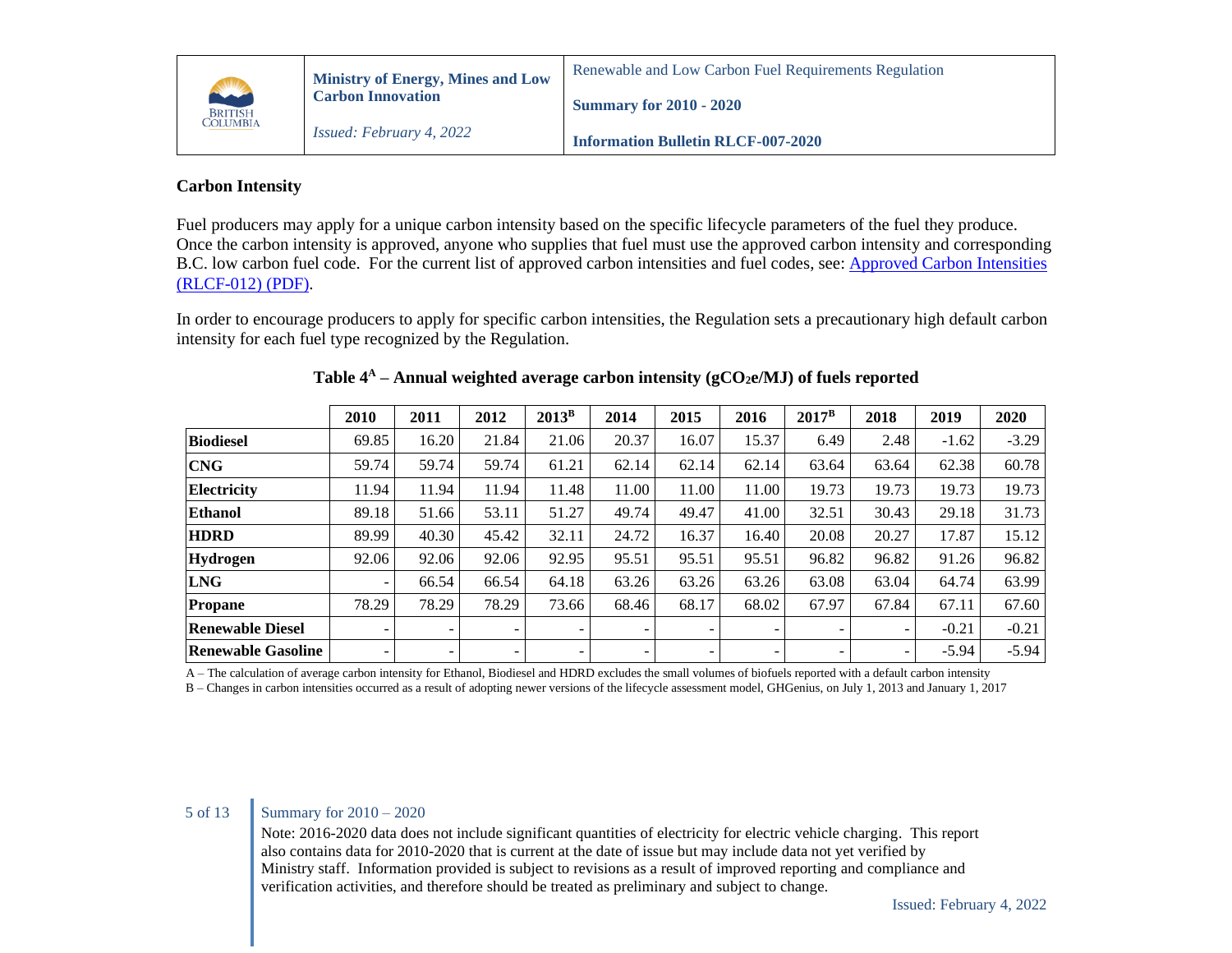## Carbon Intensity

Fuel producers may apply for a unique carbon intensity based on the specific lifecycle parameters of the fuel they produce. Once the carbon intensity is approved, anyone who supplies that fuel must use the approved carbon intensity and corresponding B.C. low carbon fuel code. For the current list of approved carbon intensities and fuel codes, see: [Approved Carbon Intensities (RLCF-012) (PDF)](#).

In order to encourage producers to apply for specific carbon intensities, the Regulation sets a precautionary high default carbon intensity for each fuel type recognized by the Regulation.

**Table 4[A] – Annual weighted average carbon intensity ($gCO_2e/MJ$) of fuels reported**

| | 2010 | 2011 | 2012 | 2013[B] | 2014 | 2015 | 2016 | 2017[B] | 2018 | 2019 | 2020 |
|---|---|---|---|---|---|---|---|---|---|---|---|
| **Biodiesel** | 69.85 | 16.20 | 21.84 | 21.06 | 20.37 | 16.07 | 15.37 | 6.49 | 2.48 | -1.62 | -3.29 |
| **CNG** | 59.74 | 59.74 | 59.74 | 61.21 | 62.14 | 62.14 | 62.14 | 63.64 | 63.64 | 62.38 | 60.78 |
| **Electricity** | 11.94 | 11.94 | 11.94 | 11.48 | 11.00 | 11.00 | 11.00 | 19.73 | 19.73 | 19.73 | 19.73 |
| **Ethanol** | 89.18 | 51.66 | 53.11 | 51.27 | 49.74 | 49.47 | 41.00 | 32.51 | 30.43 | 29.18 | 31.73 |
| **HDRD** | 89.99 | 40.30 | 45.42 | 32.11 | 24.72 | 16.37 | 16.40 | 20.08 | 20.27 | 17.87 | 15.12 |
| **Hydrogen** | 92.06 | 92.06 | 92.06 | 92.95 | 95.51 | 95.51 | 95.51 | 96.82 | 96.82 | 91.26 | 96.82 |
| **LNG** | - | 66.54 | 66.54 | 64.18 | 63.26 | 63.26 | 63.26 | 63.08 | 63.04 | 64.74 | 63.99 |
| **Propane** | 78.29 | 78.29 | 78.29 | 73.66 | 68.46 | 68.17 | 68.02 | 67.97 | 67.84 | 67.11 | 67.60 |
| **Renewable Diesel** | - | - | - | - | - | - | - | - | - | -0.21 | -0.21 |
| **Renewable Gasoline** | - | - | - | - | - | - | - | - | - | -5.94 | -5.94 |

A – The calculation of average carbon intensity for Ethanol, Biodiesel and HDRD excludes the small volumes of biofuels reported with a default carbon intensity

B – Changes in carbon intensities occurred as a result of adopting newer versions of the lifecycle assessment model, GHGenius, on July 1, 2013 and January 1, 2017

Note: 2016-2020 data does not include significant quantities of electricity for electric vehicle charging. This report also contains data for 2010-2020 that is current at the date of issue but may include data not yet verified by Ministry staff. Information provided is subject to revisions as a result of improved reporting and compliance and verification activities, and therefore should be treated as preliminary and subject to change.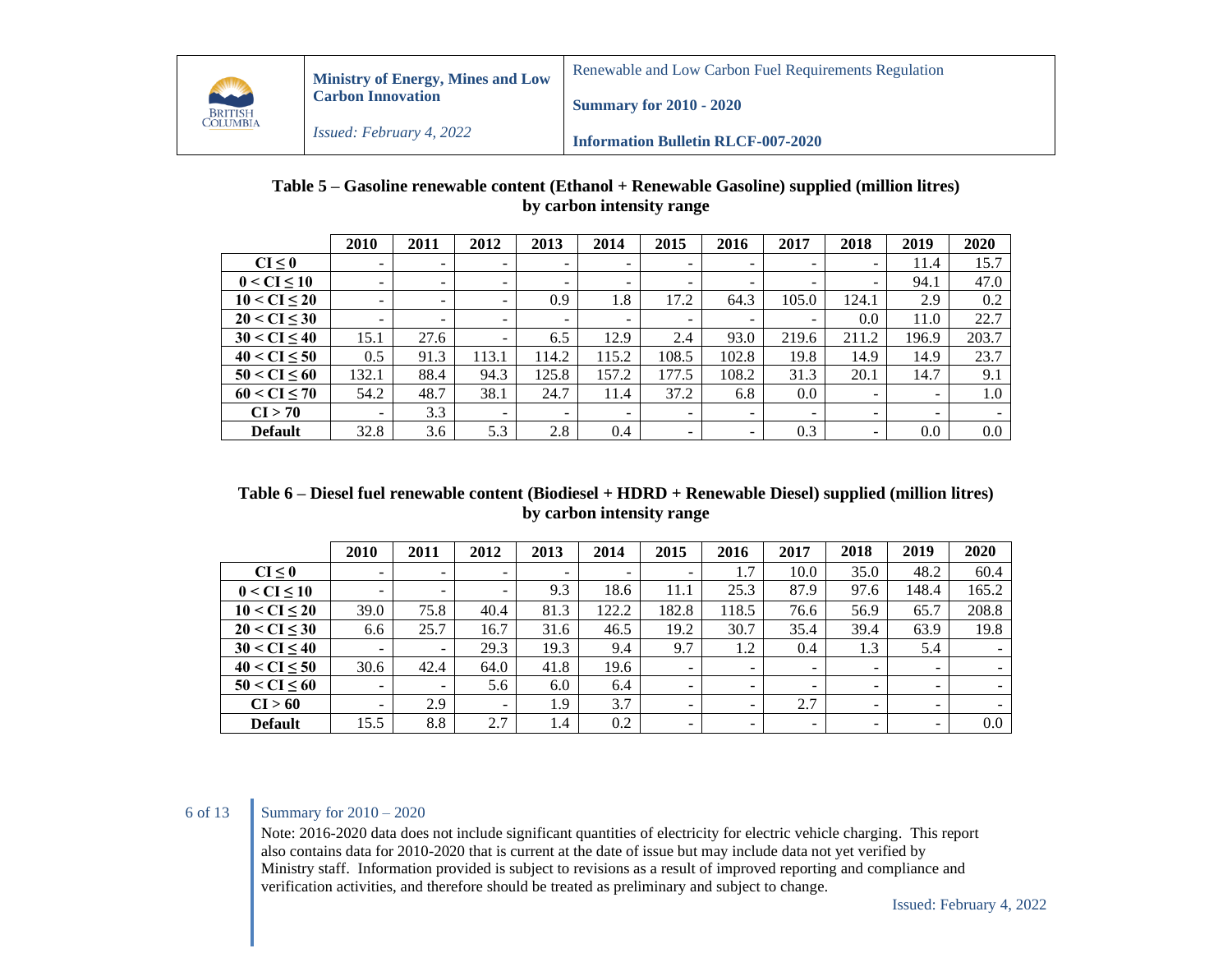**Table 5 – Gasoline renewable content (Ethanol + Renewable Gasoline) supplied (million litres) by carbon intensity range**

| | 2010 | 2011 | 2012 | 2013 | 2014 | 2015 | 2016 | 2017 | 2018 | 2019 | 2020 |
|---|---|---|---|---|---|---|---|---|---|---|---|
| **CI ≤ 0** | - | - | - | - | - | - | - | - | - | 11.4 | 15.7 |
| **0 < CI ≤ 10** | - | - | - | - | - | - | - | - | - | 94.1 | 47.0 |
| **10 < CI ≤ 20** | - | - | - | 0.9 | 1.8 | 17.2 | 64.3 | 105.0 | 124.1 | 2.9 | 0.2 |
| **20 < CI ≤ 30** | - | - | - | - | - | - | - | - | 0.0 | 11.0 | 22.7 |
| **30 < CI ≤ 40** | 15.1 | 27.6 | - | 6.5 | 12.9 | 2.4 | 93.0 | 219.6 | 211.2 | 196.9 | 203.7 |
| **40 < CI ≤ 50** | 0.5 | 91.3 | 113.1 | 114.2 | 115.2 | 108.5 | 102.8 | 19.8 | 14.9 | 14.9 | 23.7 |
| **50 < CI ≤ 60** | 132.1 | 88.4 | 94.3 | 125.8 | 157.2 | 177.5 | 108.2 | 31.3 | 20.1 | 14.7 | 9.1 |
| **60 < CI ≤ 70** | 54.2 | 48.7 | 38.1 | 24.7 | 11.4 | 37.2 | 6.8 | 0.0 | - | - | 1.0 |
| **CI > 70** | - | 3.3 | - | - | - | - | - | - | - | - | - |
| **Default** | 32.8 | 3.6 | 5.3 | 2.8 | 0.4 | - | - | 0.3 | - | 0.0 | 0.0 |

**Table 6 – Diesel fuel renewable content (Biodiesel + HDRD + Renewable Diesel) supplied (million litres) by carbon intensity range**

| | 2010 | 2011 | 2012 | 2013 | 2014 | 2015 | 2016 | 2017 | 2018 | 2019 | 2020 |
|---|---|---|---|---|---|---|---|---|---|---|---|
| **CI ≤ 0** | - | - | - | - | - | - | 1.7 | 10.0 | 35.0 | 48.2 | 60.4 |
| **0 < CI ≤ 10** | - | - | - | 9.3 | 18.6 | 11.1 | 25.3 | 87.9 | 97.6 | 148.4 | 165.2 |
| **10 < CI ≤ 20** | 39.0 | 75.8 | 40.4 | 81.3 | 122.2 | 182.8 | 118.5 | 76.6 | 56.9 | 65.7 | 208.8 |
| **20 < CI ≤ 30** | 6.6 | 25.7 | 16.7 | 31.6 | 46.5 | 19.2 | 30.7 | 35.4 | 39.4 | 63.9 | 19.8 |
| **30 < CI ≤ 40** | - | - | 29.3 | 19.3 | 9.4 | 9.7 | 1.2 | 0.4 | 1.3 | 5.4 | - |
| **40 < CI ≤ 50** | 30.6 | 42.4 | 64.0 | 41.8 | 19.6 | - | - | - | - | - | - |
| **50 < CI ≤ 60** | - | - | 5.6 | 6.0 | 6.4 | - | - | - | - | - | - |
| **CI > 60** | - | 2.9 | - | 1.9 | 3.7 | - | - | 2.7 | - | - | - |
| **Default** | 15.5 | 8.8 | 2.7 | 1.4 | 0.2 | - | - | - | - | - | 0.0 |

Note: 2016-2020 data does not include significant quantities of electricity for electric vehicle charging. This report also contains data for 2010-2020 that is current at the date of issue but may include data not yet verified by Ministry staff. Information provided is subject to revisions as a result of improved reporting and compliance and verification activities, and therefore should be treated as preliminary and subject to change.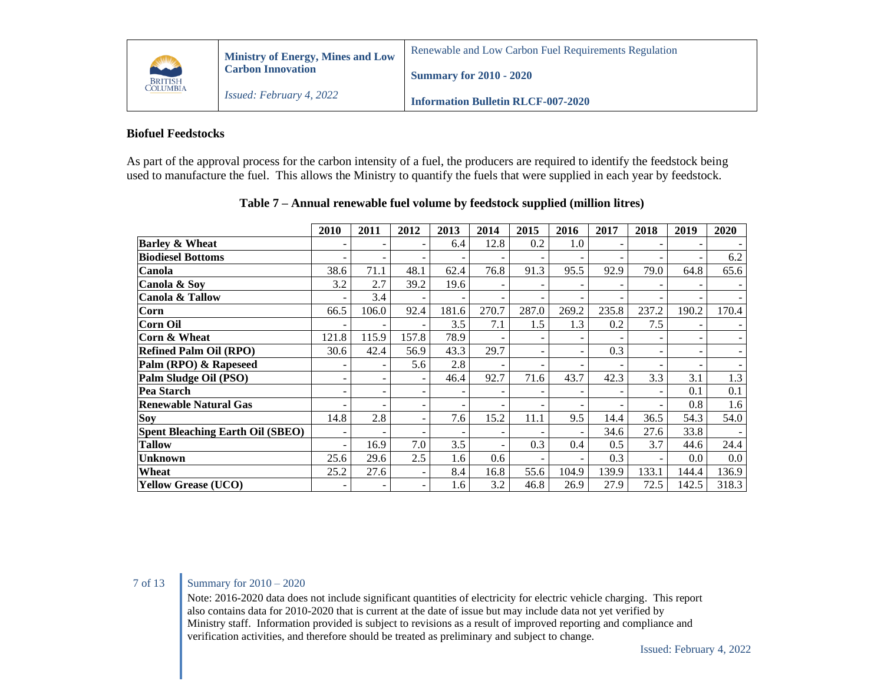## Biofuel Feedstocks

As part of the approval process for the carbon intensity of a fuel, the producers are required to identify the feedstock being used to manufacture the fuel. This allows the Ministry to quantify the fuels that were supplied in each year by feedstock.

**Table 7 – Annual renewable fuel volume by feedstock supplied (million litres)**

| | 2010 | 2011 | 2012 | 2013 | 2014 | 2015 | 2016 | 2017 | 2018 | 2019 | 2020 |
|---|---|---|---|---|---|---|---|---|---|---|---|
| **Barley & Wheat** | - | - | - | 6.4 | 12.8 | 0.2 | 1.0 | - | - | - | - |
| **Biodiesel Bottoms** | - | - | - | - | - | - | - | - | - | - | 6.2 |
| **Canola** | 38.6 | 71.1 | 48.1 | 62.4 | 76.8 | 91.3 | 95.5 | 92.9 | 79.0 | 64.8 | 65.6 |
| **Canola & Soy** | 3.2 | 2.7 | 39.2 | 19.6 | - | - | - | - | - | - | - |
| **Canola & Tallow** | - | 3.4 | - | - | - | - | - | - | - | - | - |
| **Corn** | 66.5 | 106.0 | 92.4 | 181.6 | 270.7 | 287.0 | 269.2 | 235.8 | 237.2 | 190.2 | 170.4 |
| **Corn Oil** | - | - | - | 3.5 | 7.1 | 1.5 | 1.3 | 0.2 | 7.5 | - | - |
| **Corn & Wheat** | 121.8 | 115.9 | 157.8 | 78.9 | - | - | - | - | - | - | - |
| **Refined Palm Oil (RPO)** | 30.6 | 42.4 | 56.9 | 43.3 | 29.7 | - | - | 0.3 | - | - | - |
| **Palm (RPO) & Rapeseed** | - | - | 5.6 | 2.8 | - | - | - | - | - | - | - |
| **Palm Sludge Oil (PSO)** | - | - | - | 46.4 | 92.7 | 71.6 | 43.7 | 42.3 | 3.3 | 3.1 | 1.3 |
| **Pea Starch** | - | - | - | - | - | - | - | - | - | 0.1 | 0.1 |
| **Renewable Natural Gas** | - | - | - | - | - | - | - | - | - | 0.8 | 1.6 |
| **Soy** | 14.8 | 2.8 | - | 7.6 | 15.2 | 11.1 | 9.5 | 14.4 | 36.5 | 54.3 | 54.0 |
| **Spent Bleaching Earth Oil (SBEO)** | - | - | - | - | - | - | - | 34.6 | 27.6 | 33.8 | - |
| **Tallow** | - | 16.9 | 7.0 | 3.5 | - | 0.3 | 0.4 | 0.5 | 3.7 | 44.6 | 24.4 |
| **Unknown** | 25.6 | 29.6 | 2.5 | 1.6 | 0.6 | - | - | 0.3 | - | 0.0 | 0.0 |
| **Wheat** | 25.2 | 27.6 | - | 8.4 | 16.8 | 55.6 | 104.9 | 139.9 | 133.1 | 144.4 | 136.9 |
| **Yellow Grease (UCO)** | - | - | - | 1.6 | 3.2 | 46.8 | 26.9 | 27.9 | 72.5 | 142.5 | 318.3 |

Note: 2016-2020 data does not include significant quantities of electricity for electric vehicle charging. This report also contains data for 2010-2020 that is current at the date of issue but may include data not yet verified by Ministry staff. Information provided is subject to revisions as a result of improved reporting and compliance and verification activities, and therefore should be treated as preliminary and subject to change.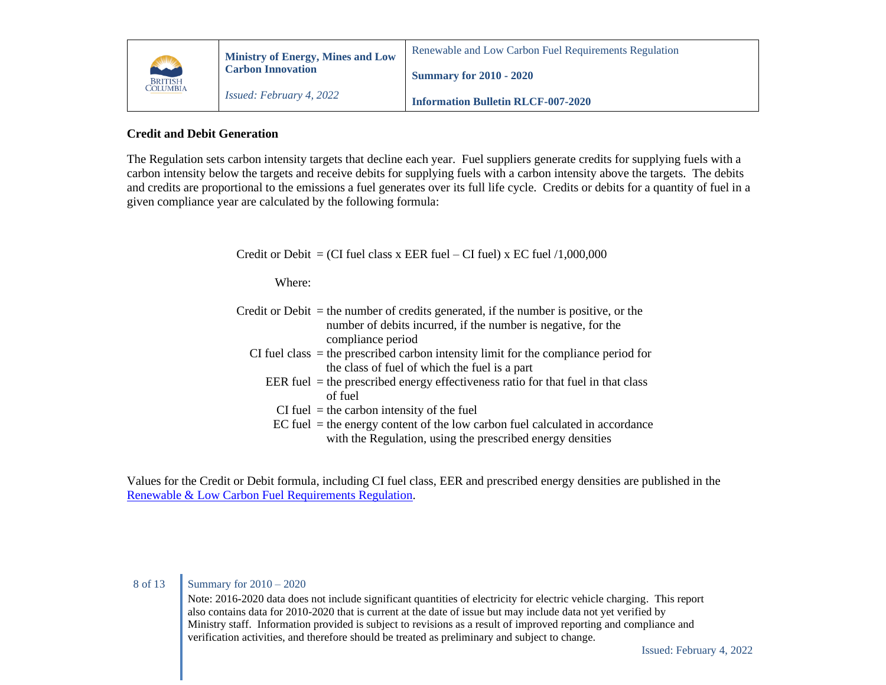## Credit and Debit Generation

The Regulation sets carbon intensity targets that decline each year. Fuel suppliers generate credits for supplying fuels with a carbon intensity below the targets and receive debits for supplying fuels with a carbon intensity above the targets. The debits and credits are proportional to the emissions a fuel generates over its full life cycle. Credits or debits for a quantity of fuel in a given compliance year are calculated by the following formula:

$$\text{Credit or Debit} = (\text{CI}_{\text{fuel class}} \times \text{EER}_{\text{fuel}} - \text{CI}_{\text{fuel}}) \times \text{EC}_{\text{fuel}} / 1{,}000{,}000$$

Where:

- Credit or Debit = the number of credits generated, if the number is positive, or the number of debits incurred, if the number is negative, for the compliance period
- CI fuel class = the prescribed carbon intensity limit for the compliance period for the class of fuel of which the fuel is a part
- EER fuel = the prescribed energy effectiveness ratio for that fuel in that class of fuel
- CI fuel = the carbon intensity of the fuel
- EC fuel = the energy content of the low carbon fuel calculated in accordance with the Regulation, using the prescribed energy densities

Values for the Credit or Debit formula, including CI fuel class, EER and prescribed energy densities are published in the [Renewable & Low Carbon Fuel Requirements Regulation](#).

Note: 2016-2020 data does not include significant quantities of electricity for electric vehicle charging. This report also contains data for 2010-2020 that is current at the date of issue but may include data not yet verified by Ministry staff. Information provided is subject to revisions as a result of improved reporting and compliance and verification activities, and therefore should be treated as preliminary and subject to change.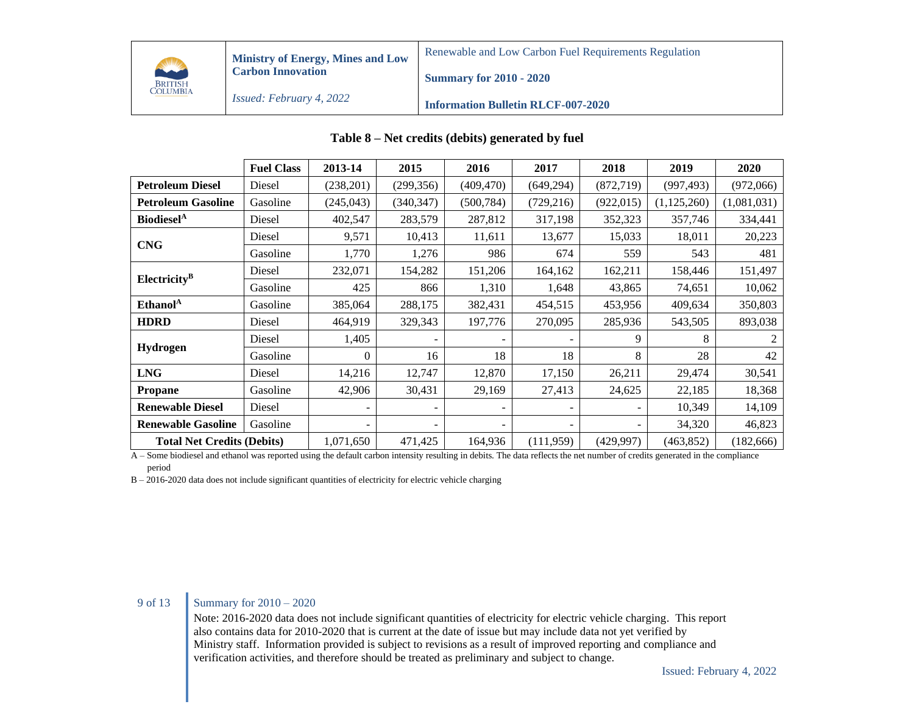### Table 8 – Net credits (debits) generated by fuel

| | Fuel Class | 2013-14 | 2015 | 2016 | 2017 | 2018 | 2019 | 2020 |
|---|---|---|---|---|---|---|---|---|
| **Petroleum Diesel** | Diesel | (238,201) | (299,356) | (409,470) | (649,294) | (872,719) | (997,493) | (972,066) |
| **Petroleum Gasoline** | Gasoline | (245,043) | (340,347) | (500,784) | (729,216) | (922,015) | (1,125,260) | (1,081,031) |
| **Biodiesel[A]** | Diesel | 402,547 | 283,579 | 287,812 | 317,198 | 352,323 | 357,746 | 334,441 |
| **CNG** | Diesel | 9,571 | 10,413 | 11,611 | 13,677 | 15,033 | 18,011 | 20,223 |
| | Gasoline | 1,770 | 1,276 | 986 | 674 | 559 | 543 | 481 |
| **Electricity[B]** | Diesel | 232,071 | 154,282 | 151,206 | 164,162 | 162,211 | 158,446 | 151,497 |
| | Gasoline | 425 | 866 | 1,310 | 1,648 | 43,865 | 74,651 | 10,062 |
| **Ethanol[A]** | Gasoline | 385,064 | 288,175 | 382,431 | 454,515 | 453,956 | 409,634 | 350,803 |
| **HDRD** | Diesel | 464,919 | 329,343 | 197,776 | 270,095 | 285,936 | 543,505 | 893,038 |
| **Hydrogen** | Diesel | 1,405 | - | - | - | 9 | 8 | 2 |
| | Gasoline | 0 | 16 | 18 | 18 | 8 | 28 | 42 |
| **LNG** | Diesel | 14,216 | 12,747 | 12,870 | 17,150 | 26,211 | 29,474 | 30,541 |
| **Propane** | Gasoline | 42,906 | 30,431 | 29,169 | 27,413 | 24,625 | 22,185 | 18,368 |
| **Renewable Diesel** | Diesel | - | - | - | - | - | 10,349 | 14,109 |
| **Renewable Gasoline** | Gasoline | - | - | - | - | - | 34,320 | 46,823 |
| **Total Net Credits (Debits)** | | 1,071,650 | 471,425 | 164,936 | (111,959) | (429,997) | (463,852) | (182,666) |

A – Some biodiesel and ethanol was reported using the default carbon intensity resulting in debits. The data reflects the net number of credits generated in the compliance period

B – 2016-2020 data does not include significant quantities of electricity for electric vehicle charging

Note: 2016-2020 data does not include significant quantities of electricity for electric vehicle charging. This report also contains data for 2010-2020 that is current at the date of issue but may include data not yet verified by Ministry staff. Information provided is subject to revisions as a result of improved reporting and compliance and verification activities, and therefore should be treated as preliminary and subject to change.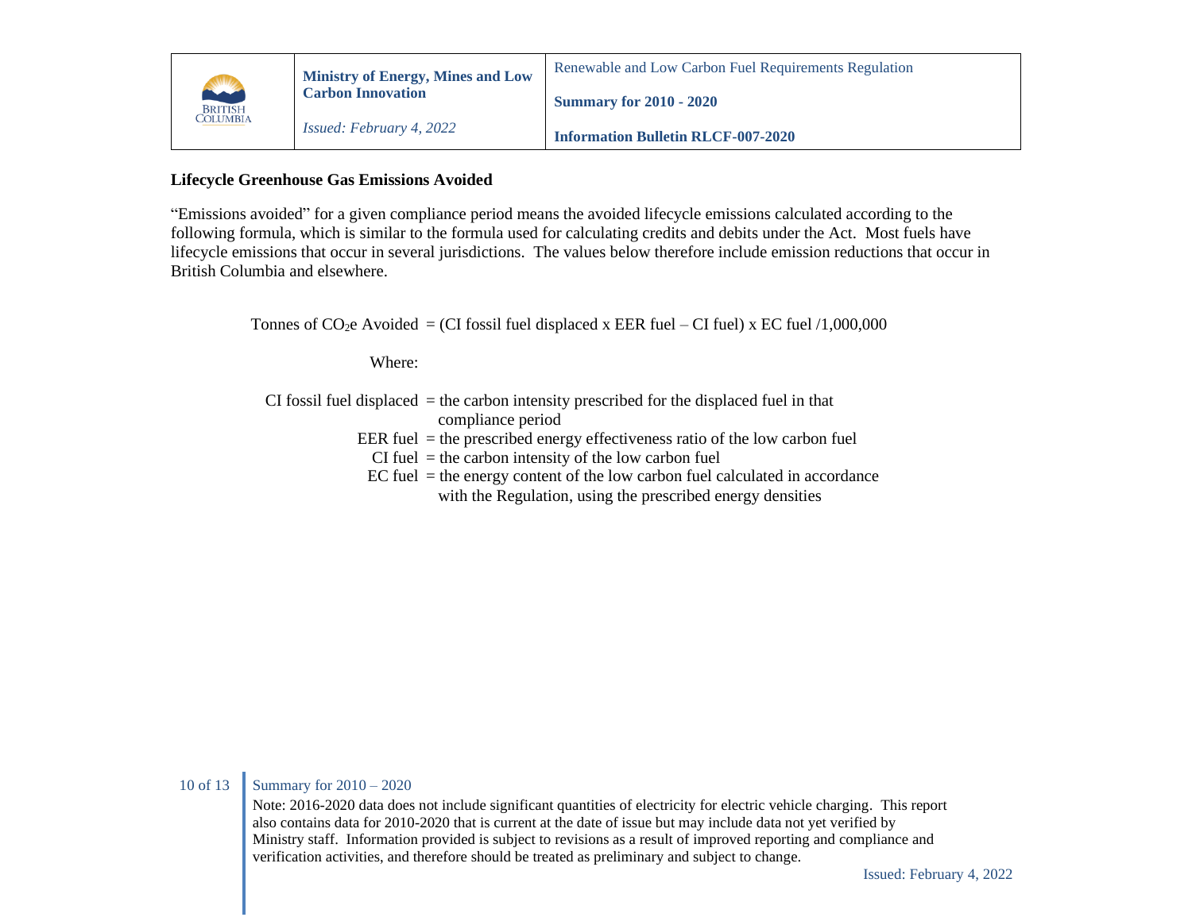## Lifecycle Greenhouse Gas Emissions Avoided

"Emissions avoided" for a given compliance period means the avoided lifecycle emissions calculated according to the following formula, which is similar to the formula used for calculating credits and debits under the Act. Most fuels have lifecycle emissions that occur in several jurisdictions. The values below therefore include emission reductions that occur in British Columbia and elsewhere.

$$\text{Tonnes of } CO_2e \text{ Avoided} = (\text{CI fossil fuel displaced} \times \text{EER fuel} - \text{CI fuel}) \times \text{EC fuel} / 1{,}000{,}000$$

Where:

- CI fossil fuel displaced = the carbon intensity prescribed for the displaced fuel in that compliance period
- EER fuel = the prescribed energy effectiveness ratio of the low carbon fuel
- CI fuel = the carbon intensity of the low carbon fuel
- EC fuel = the energy content of the low carbon fuel calculated in accordance with the Regulation, using the prescribed energy densities

Note: 2016-2020 data does not include significant quantities of electricity for electric vehicle charging. This report also contains data for 2010-2020 that is current at the date of issue but may include data not yet verified by Ministry staff. Information provided is subject to revisions as a result of improved reporting and compliance and verification activities, and therefore should be treated as preliminary and subject to change.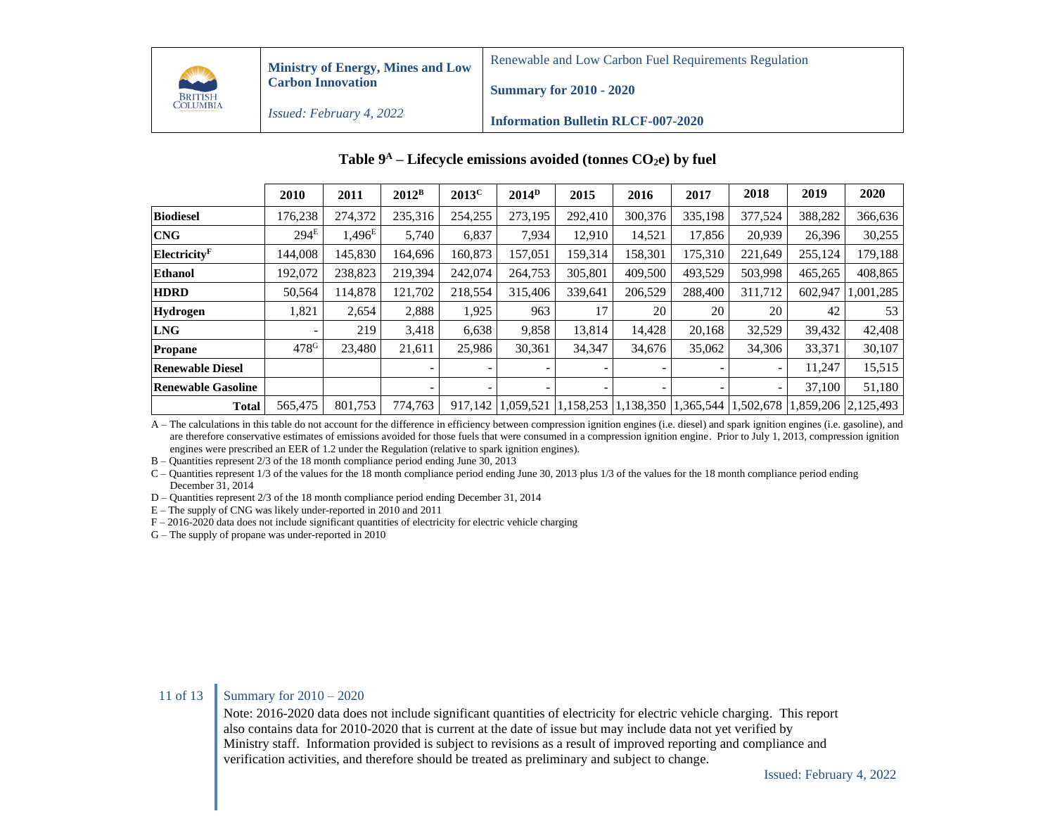**Table 9[A] – Lifecycle emissions avoided (tonnes $CO_2$e) by fuel**

| | 2010 | 2011 | 2012[B] | 2013[C] | 2014[D] | 2015 | 2016 | 2017 | 2018 | 2019 | 2020 |
|---|---|---|---|---|---|---|---|---|---|---|---|
| **Biodiesel** | 176,238 | 274,372 | 235,316 | 254,255 | 273,195 | 292,410 | 300,376 | 335,198 | 377,524 | 388,282 | 366,636 |
| **CNG** | 294[E] | 1,496[E] | 5,740 | 6,837 | 7,934 | 12,910 | 14,521 | 17,856 | 20,939 | 26,396 | 30,255 |
| **Electricity[F]** | 144,008 | 145,830 | 164,696 | 160,873 | 157,051 | 159,314 | 158,301 | 175,310 | 221,649 | 255,124 | 179,188 |
| **Ethanol** | 192,072 | 238,823 | 219,394 | 242,074 | 264,753 | 305,801 | 409,500 | 493,529 | 503,998 | 465,265 | 408,865 |
| **HDRD** | 50,564 | 114,878 | 121,702 | 218,554 | 315,406 | 339,641 | 206,529 | 288,400 | 311,712 | 602,947 | 1,001,285 |
| **Hydrogen** | 1,821 | 2,654 | 2,888 | 1,925 | 963 | 17 | 20 | 20 | 20 | 42 | 53 |
| **LNG** | - | 219 | 3,418 | 6,638 | 9,858 | 13,814 | 14,428 | 20,168 | 32,529 | 39,432 | 42,408 |
| **Propane** | 478[G] | 23,480 | 21,611 | 25,986 | 30,361 | 34,347 | 34,676 | 35,062 | 34,306 | 33,371 | 30,107 |
| **Renewable Diesel** | | | - | - | - | - | - | - | - | 11,247 | 15,515 |
| **Renewable Gasoline** | | | - | - | - | - | - | - | - | 37,100 | 51,180 |
| **Total** | 565,475 | 801,753 | 774,763 | 917,142 | 1,059,521 | 1,158,253 | 1,138,350 | 1,365,544 | 1,502,678 | 1,859,206 | 2,125,493 |

A – The calculations in this table do not account for the difference in efficiency between compression ignition engines (i.e. diesel) and spark ignition engines (i.e. gasoline), and are therefore conservative estimates of emissions avoided for those fuels that were consumed in a compression ignition engine. Prior to July 1, 2013, compression ignition engines were prescribed an EER of 1.2 under the Regulation (relative to spark ignition engines).

B – Quantities represent 2/3 of the 18 month compliance period ending June 30, 2013

C – Quantities represent 1/3 of the values for the 18 month compliance period ending June 30, 2013 plus 1/3 of the values for the 18 month compliance period ending December 31, 2014

D – Quantities represent 2/3 of the 18 month compliance period ending December 31, 2014

E – The supply of CNG was likely under-reported in 2010 and 2011

F – 2016-2020 data does not include significant quantities of electricity for electric vehicle charging

G – The supply of propane was under-reported in 2010

Note: 2016-2020 data does not include significant quantities of electricity for electric vehicle charging. This report also contains data for 2010-2020 that is current at the date of issue but may include data not yet verified by Ministry staff. Information provided is subject to revisions as a result of improved reporting and compliance and verification activities, and therefore should be treated as preliminary and subject to change.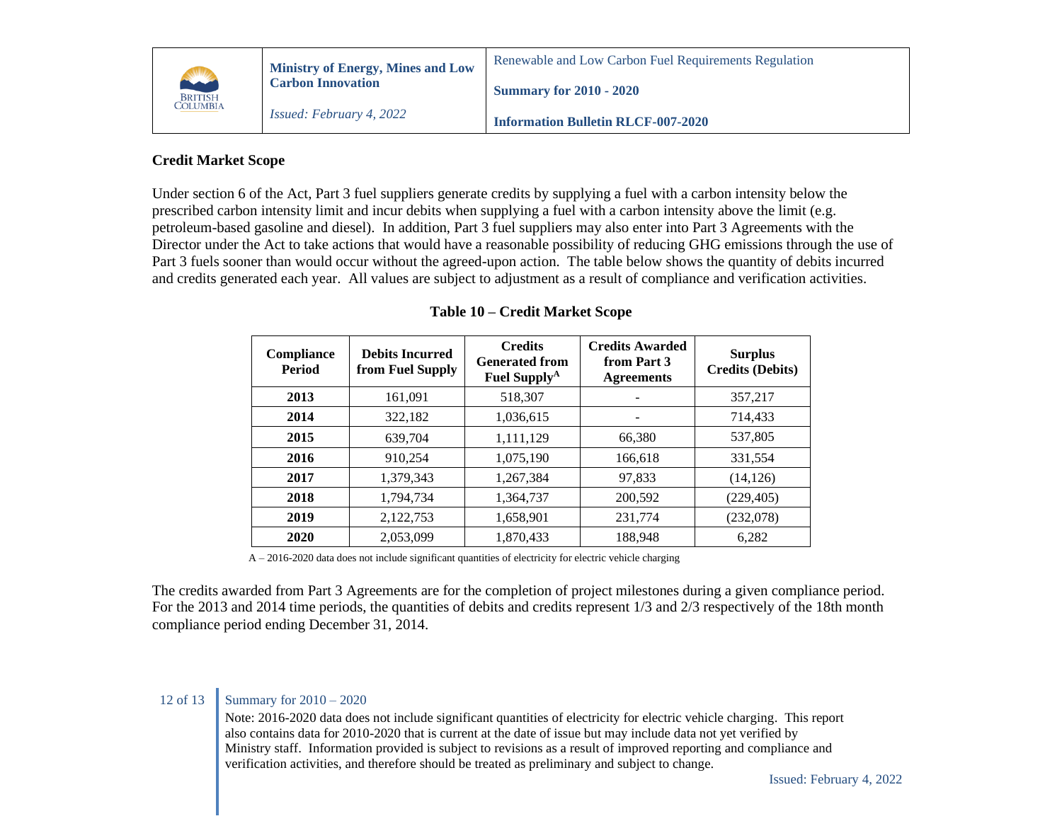## Credit Market Scope

Under section 6 of the Act, Part 3 fuel suppliers generate credits by supplying a fuel with a carbon intensity below the prescribed carbon intensity limit and incur debits when supplying a fuel with a carbon intensity above the limit (e.g. petroleum-based gasoline and diesel). In addition, Part 3 fuel suppliers may also enter into Part 3 Agreements with the Director under the Act to take actions that would have a reasonable possibility of reducing GHG emissions through the use of Part 3 fuels sooner than would occur without the agreed-upon action. The table below shows the quantity of debits incurred and credits generated each year. All values are subject to adjustment as a result of compliance and verification activities.

**Table 10 – Credit Market Scope**

| Compliance Period | Debits Incurred from Fuel Supply | Credits Generated from Fuel Supply[A] | Credits Awarded from Part 3 Agreements | Surplus Credits (Debits) |
|---|---|---|---|---|
| **2013** | 161,091 | 518,307 | - | 357,217 |
| **2014** | 322,182 | 1,036,615 | - | 714,433 |
| **2015** | 639,704 | 1,111,129 | 66,380 | 537,805 |
| **2016** | 910,254 | 1,075,190 | 166,618 | 331,554 |
| **2017** | 1,379,343 | 1,267,384 | 97,833 | (14,126) |
| **2018** | 1,794,734 | 1,364,737 | 200,592 | (229,405) |
| **2019** | 2,122,753 | 1,658,901 | 231,774 | (232,078) |
| **2020** | 2,053,099 | 1,870,433 | 188,948 | 6,282 |

A – 2016-2020 data does not include significant quantities of electricity for electric vehicle charging

The credits awarded from Part 3 Agreements are for the completion of project milestones during a given compliance period. For the 2013 and 2014 time periods, the quantities of debits and credits represent 1/3 and 2/3 respectively of the 18th month compliance period ending December 31, 2014.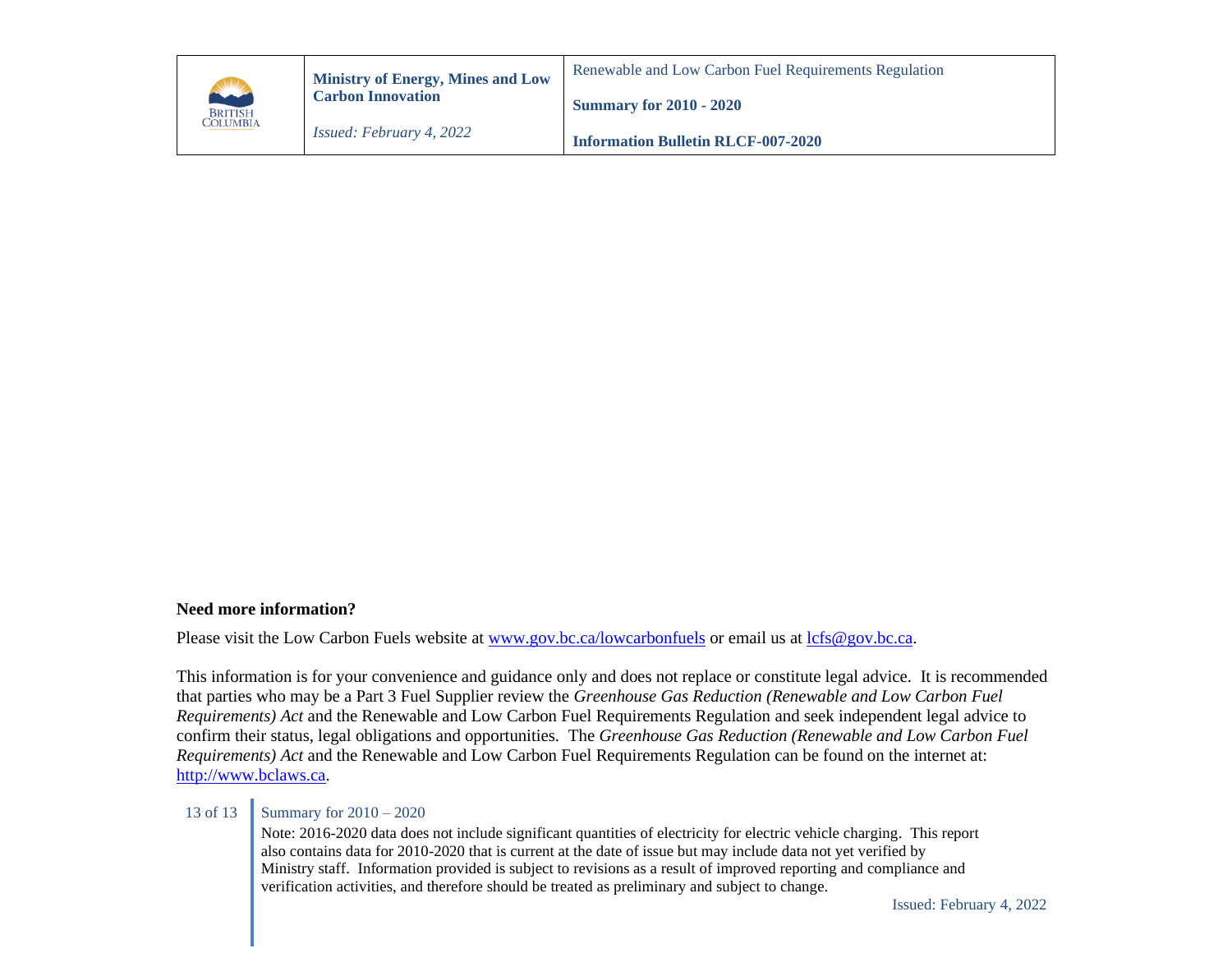**Need more information?**

Please visit the Low Carbon Fuels website at www.gov.bc.ca/lowcarbonfuels or email us at lcfs@gov.bc.ca.

This information is for your convenience and guidance only and does not replace or constitute legal advice. It is recommended that parties who may be a Part 3 Fuel Supplier review the *Greenhouse Gas Reduction (Renewable and Low Carbon Fuel Requirements) Act* and the Renewable and Low Carbon Fuel Requirements Regulation and seek independent legal advice to confirm their status, legal obligations and opportunities. The *Greenhouse Gas Reduction (Renewable and Low Carbon Fuel Requirements) Act* and the Renewable and Low Carbon Fuel Requirements Regulation can be found on the internet at: http://www.bclaws.ca.